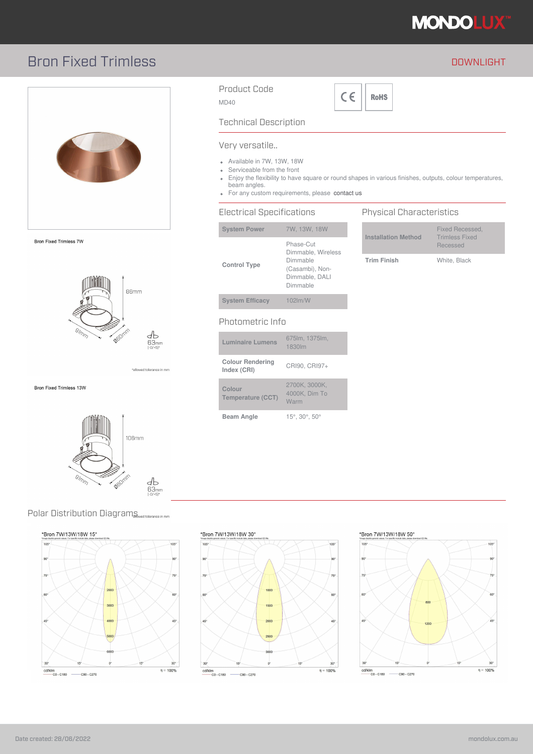# Bron Fixed Trimless

DOWNLIGHT

## Product Code

MD40

## Technical Description

### Very versatile..

- Available in 7W, 13W, 18W
- Serviceable from the front
- Enjoy the flexibility to have square or round shapes in various finishes, outputs, colour temperatures, beam angles.
- For any custom requirements, please contact us

## Electrical Specifications

| | |
|---|---|
| **System Power** | 7W, 13W, 18W |
| **Control Type** | Phase-Cut Dimmable, Wireless Dimmable (Casambi), Non-Dimmable, DALI Dimmable |
| **System Efficacy** | 102lm/W |

## Physical Characteristics

| | |
|---|---|
| **Installation Method** | Fixed Recessed, Trimless Fixed Recessed |
| **Trim Finish** | White, Black |

## Photometric Info

| | |
|---|---|
| **Luminaire Lumens** | 675lm, 1375lm, 1830lm |
| **Colour Rendering Index (CRI)** | CRI90, CRI97+ |
| **Colour Temperature (CCT)** | 2700K, 3000K, 4000K, Dim To Warm |
| **Beam Angle** | 15°, 30°, 50° |

Bron Fixed Trimless 7W

86mm, 91mm, Ø60mm, 63mm (-0/+5)*

*allowed tolerance in mm

Bron Fixed Trimless 13W

106mm, 91mm, Ø60mm, 63mm (-0/+5)*

*allowed tolerance in mm

## Polar Distribution Diagrams

*Bron 7W/13W/18W 15°

*Bron 7W/13W/18W 30°

*Bron 7W/13W/18W 50°

Date created: 28/06/2022

mondolux.com.au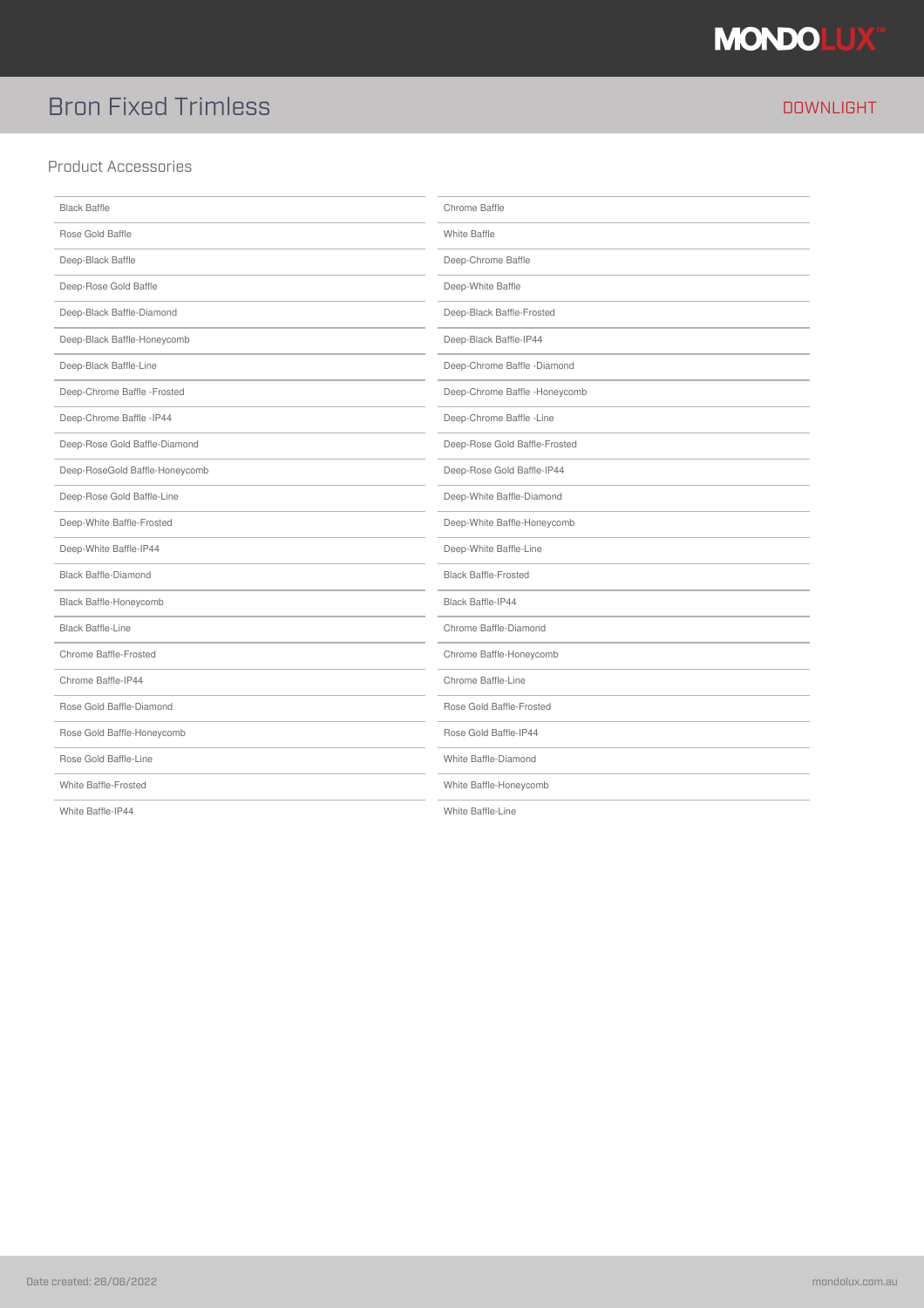# Bron Fixed Trimless

DOWNLIGHT

## Product Accessories

| | |
|---|---|
| Black Baffle | Chrome Baffle |
| Rose Gold Baffle | White Baffle |
| Deep-Black Baffle | Deep-Chrome Baffle |
| Deep-Rose Gold Baffle | Deep-White Baffle |
| Deep-Black Baffle-Diamond | Deep-Black Baffle-Frosted |
| Deep-Black Baffle-Honeycomb | Deep-Black Baffle-IP44 |
| Deep-Black Baffle-Line | Deep-Chrome Baffle -Diamond |
| Deep-Chrome Baffle -Frosted | Deep-Chrome Baffle -Honeycomb |
| Deep-Chrome Baffle -IP44 | Deep-Chrome Baffle -Line |
| Deep-Rose Gold Baffle-Diamond | Deep-Rose Gold Baffle-Frosted |
| Deep-RoseGold Baffle-Honeycomb | Deep-Rose Gold Baffle-IP44 |
| Deep-Rose Gold Baffle-Line | Deep-White Baffle-Diamond |
| Deep-White Baffle-Frosted | Deep-White Baffle-Honeycomb |
| Deep-White Baffle-IP44 | Deep-White Baffle-Line |
| Black Baffle-Diamond | Black Baffle-Frosted |
| Black Baffle-Honeycomb | Black Baffle-IP44 |
| Black Baffle-Line | Chrome Baffle-Diamond |
| Chrome Baffle-Frosted | Chrome Baffle-Honeycomb |
| Chrome Baffle-IP44 | Chrome Baffle-Line |
| Rose Gold Baffle-Diamond | Rose Gold Baffle-Frosted |
| Rose Gold Baffle-Honeycomb | Rose Gold Baffle-IP44 |
| Rose Gold Baffle-Line | White Baffle-Diamond |
| White Baffle-Frosted | White Baffle-Honeycomb |
| White Baffle-IP44 | White Baffle-Line |

Date created: 28/06/2022

mondolux.com.au